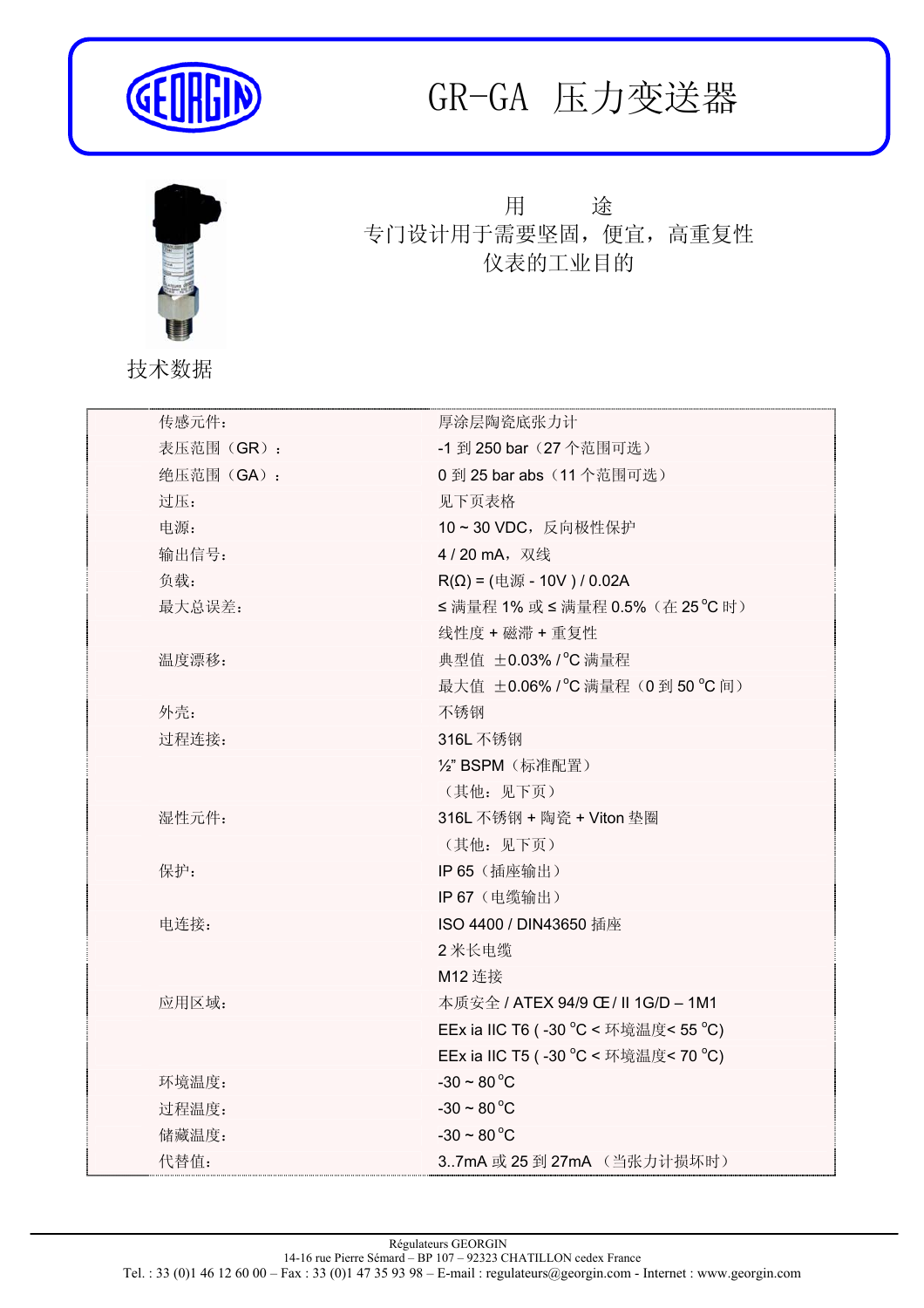# GR-GA 压力变送器

用　　途

专门设计用于需要坚固，便宜，高重复性仪表的工业目的

技术数据

| | |
|---|---|
| 传感元件： | 厚涂层陶瓷底张力计 |
| 表压范围（GR）： | -1 到 250 bar（27 个范围可选） |
| 绝压范围（GA）： | 0 到 25 bar abs（11 个范围可选） |
| 过压： | 见下页表格 |
| 电源： | 10 ~ 30 VDC，反向极性保护 |
| 输出信号： | 4 / 20 mA，双线 |
| 负载： | R(Ω) = (电源 - 10V ) / 0.02A |
| 最大总误差： | ≤ 满量程 1% 或 ≤ 满量程 0.5%（在 25 °C 时） |
| | 线性度 + 磁滞 + 重复性 |
| 温度漂移： | 典型值 ±0.03% / °C 满量程 |
| | 最大值 ±0.06% / °C 满量程（0 到 50 °C 间） |
| 外壳： | 不锈钢 |
| 过程连接： | 316L 不锈钢 |
| | ½" BSPM（标准配置） |
| | （其他：见下页） |
| 湿性元件： | 316L 不锈钢 + 陶瓷 + Viton 垫圈 |
| | （其他：见下页） |
| 保护： | IP 65（插座输出） |
| | IP 67（电缆输出） |
| 电连接： | ISO 4400 / DIN43650 插座 |
| | 2 米长电缆 |
| | M12 连接 |
| 应用区域： | 本质安全 / ATEX 94/9 Œ / II 1G/D – 1M1 |
| | EEx ia IIC T6 ( -30 °C < 环境温度< 55 °C) |
| | EEx ia IIC T5 ( -30 °C < 环境温度< 70 °C) |
| 环境温度： | -30 ~ 80 °C |
| 过程温度： | -30 ~ 80 °C |
| 储藏温度： | -30 ~ 80 °C |
| 代替值： | 3..7mA 或 25 到 27mA （当张力计损坏时） |

Régulateurs GEORGIN
14-16 rue Pierre Sémard – BP 107 – 92323 CHATILLON cedex France
Tel. : 33 (0)1 46 12 60 00 – Fax : 33 (0)1 47 35 93 98 – E-mail : regulateurs@georgin.com - Internet : www.georgin.com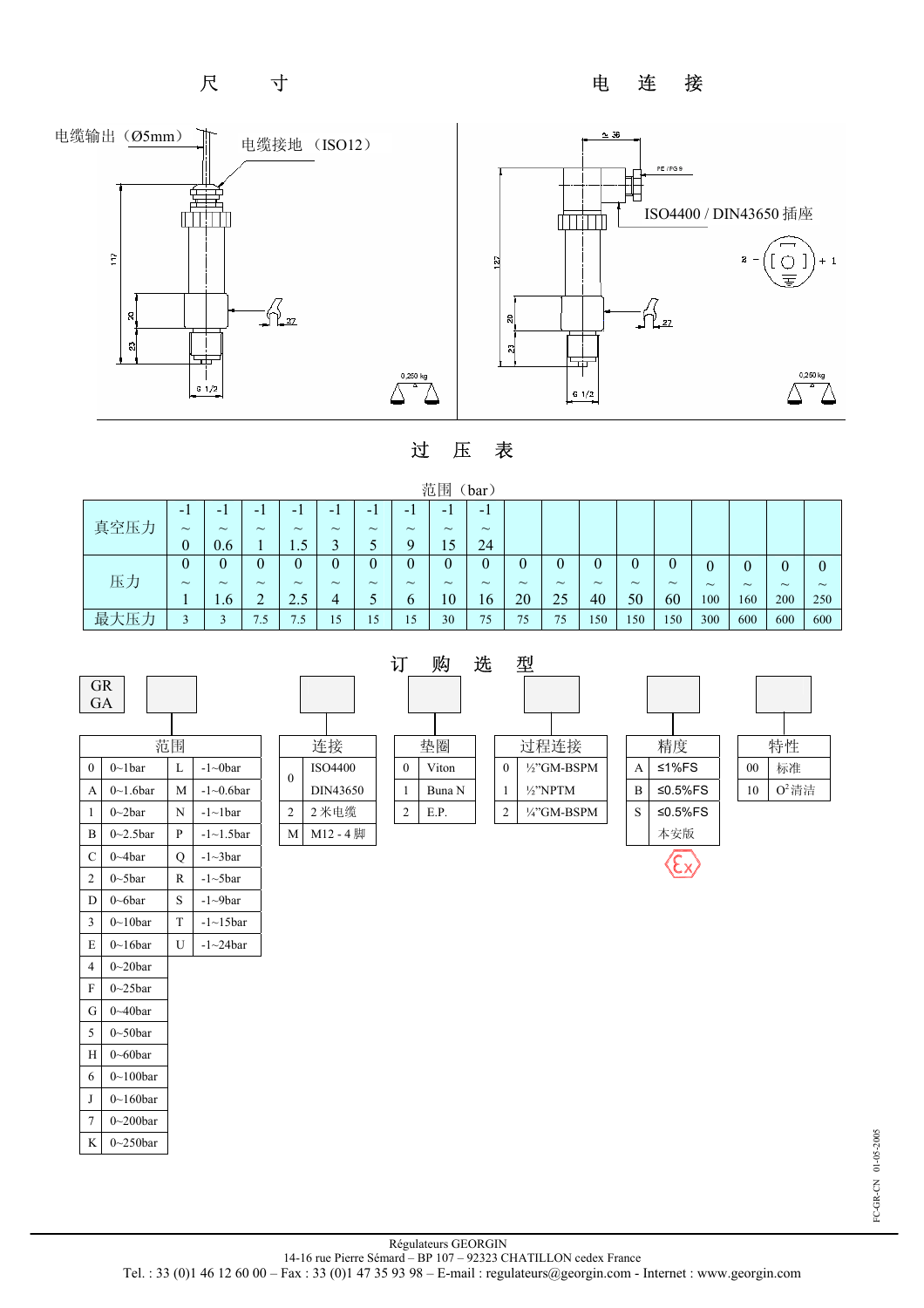## 尺　寸

电缆输出（Ø5mm）

电缆接地 （ISO12）

117

20

23

27

G 1/2

0,250 kg

## 电　连　接

≃ 36

PE / PG 9

ISO4400 / DIN43650 插座

2 − + 1

127

20

23

27

G 1/2

0,250 kg

## 过　压　表

范围（bar）

| | | | | | | | | | | | | | | | | | | |
|---|---|---|---|---|---|---|---|---|---|---|---|---|---|---|---|---|---|---|
| 真空压力 | -1 ~ 0 | -1 ~ 0.6 | -1 ~ 1 | -1 ~ 1.5 | -1 ~ 3 | -1 ~ 5 | -1 ~ 9 | -1 ~ 15 | -1 ~ 24 | | | | | | | | | |
| 压力 | 0 ~ 1 | 0 ~ 1.6 | 0 ~ 2 | 0 ~ 2.5 | 0 ~ 4 | 0 ~ 5 | 0 ~ 6 | 0 ~ 10 | 0 ~ 16 | 0 ~ 20 | 0 ~ 25 | 0 ~ 40 | 0 ~ 50 | 0 ~ 60 | 0 ~ 100 | 0 ~ 160 | 0 ~ 200 | 0 ~ 250 |
| 最大压力 | 3 | 3 | 7.5 | 7.5 | 15 | 15 | 15 | 30 | 75 | 75 | 75 | 150 | 150 | 150 | 300 | 600 | 600 | 600 |

## 订　购　选　型

GR
GA

**范围**

| | | | |
|---|---|---|---|
| 0 | 0~1bar | L | -1~0bar |
| A | 0~1.6bar | M | -1~0.6bar |
| 1 | 0~2bar | N | -1~1bar |
| B | 0~2.5bar | P | -1~1.5bar |
| C | 0~4bar | Q | -1~3bar |
| 2 | 0~5bar | R | -1~5bar |
| D | 0~6bar | S | -1~9bar |
| 3 | 0~10bar | T | -1~15bar |
| E | 0~16bar | U | -1~24bar |
| 4 | 0~20bar | | |
| F | 0~25bar | | |
| G | 0~40bar | | |
| 5 | 0~50bar | | |
| H | 0~60bar | | |
| 6 | 0~100bar | | |
| J | 0~160bar | | |
| 7 | 0~200bar | | |
| K | 0~250bar | | |

**连接**

| | |
|---|---|
| 0 | ISO4400 DIN43650 |
| 2 | 2 米电缆 |
| M | M12 - 4 脚 |

**垫圈**

| | |
|---|---|
| 0 | Viton |
| 1 | Buna N |
| 2 | E.P. |

**过程连接**

| | |
|---|---|
| 0 | ½"GM-BSPM |
| 1 | ½"NPTM |
| 2 | ¼"GM-BSPM |

**精度**

| | |
|---|---|
| A | ≤1%FS |
| B | ≤0.5%FS |
| S | ≤0.5%FS 本安版 |

Ex

**特性**

| | |
|---|---|
| 00 | 标准 |
| 10 | $O^2$清洁 |

FC-GR-CN 01-05-2005

Régulateurs GEORGIN
14-16 rue Pierre Sémard – BP 107 – 92323 CHATILLON cedex France
Tel. : 33 (0)1 46 12 60 00 – Fax : 33 (0)1 47 35 93 98 – E-mail : regulateurs@georgin.com - Internet : www.georgin.com